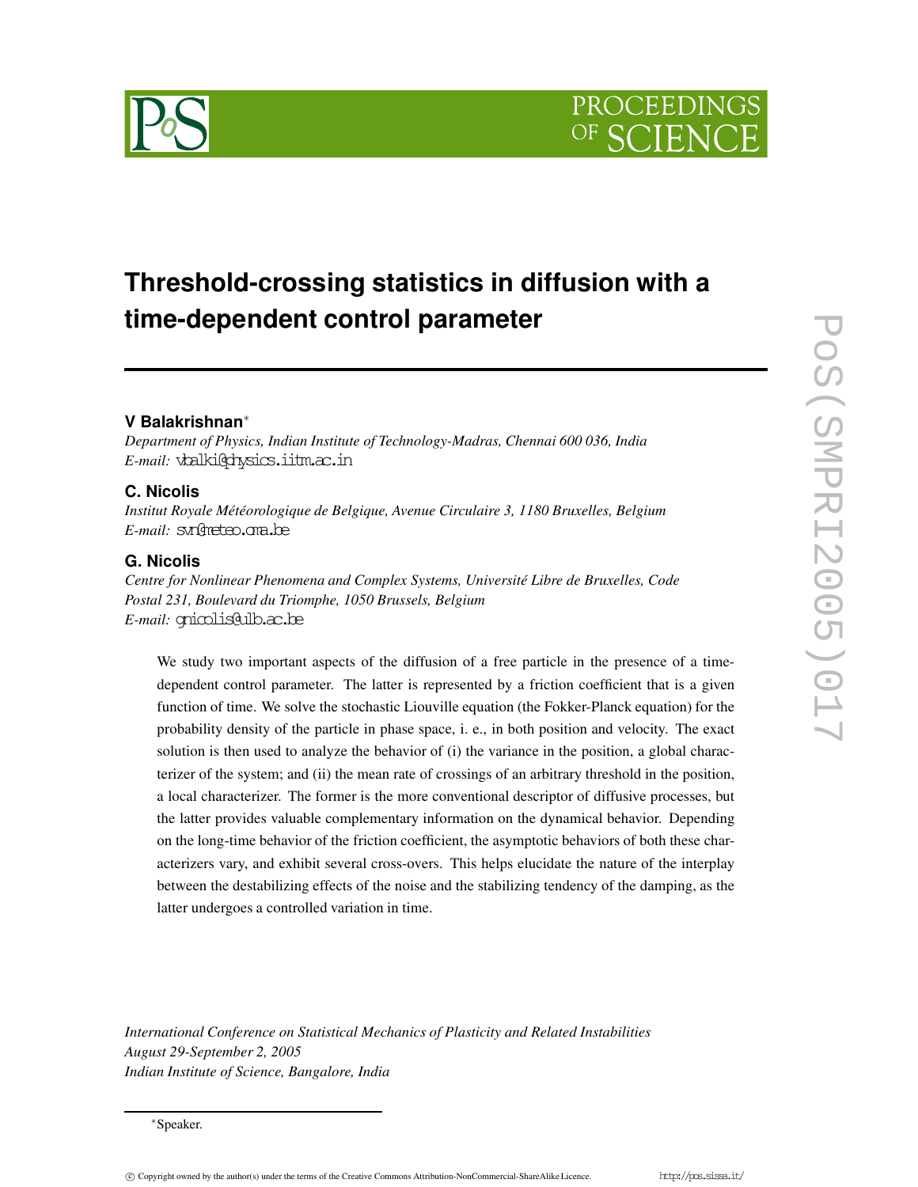# Threshold-crossing statistics in diffusion with a time-dependent control parameter

**V Balakrishnan***

*Department of Physics, Indian Institute of Technology-Madras, Chennai 600 036, India*
*E-mail:* vbalki@physics.iitm.ac.in

**C. Nicolis**

*Institut Royale Météorologique de Belgique, Avenue Circulaire 3, 1180 Bruxelles, Belgium*
*E-mail:* svn@meteo.oma.be

**G. Nicolis**

*Centre for Nonlinear Phenomena and Complex Systems, Université Libre de Bruxelles, Code Postal 231, Boulevard du Triomphe, 1050 Brussels, Belgium*
*E-mail:* gnicolis@ulb.ac.be

We study two important aspects of the diffusion of a free particle in the presence of a time-dependent control parameter. The latter is represented by a friction coefficient that is a given function of time. We solve the stochastic Liouville equation (the Fokker-Planck equation) for the probability density of the particle in phase space, i. e., in both position and velocity. The exact solution is then used to analyze the behavior of (i) the variance in the position, a global characterizer of the system; and (ii) the mean rate of crossings of an arbitrary threshold in the position, a local characterizer. The former is the more conventional descriptor of diffusive processes, but the latter provides valuable complementary information on the dynamical behavior. Depending on the long-time behavior of the friction coefficient, the asymptotic behaviors of both these characterizers vary, and exhibit several cross-overs. This helps elucidate the nature of the interplay between the destabilizing effects of the noise and the stabilizing tendency of the damping, as the latter undergoes a controlled variation in time.

*International Conference on Statistical Mechanics of Plasticity and Related Instabilities*
*August 29-September 2, 2005*
*Indian Institute of Science, Bangalore, India*

*Speaker.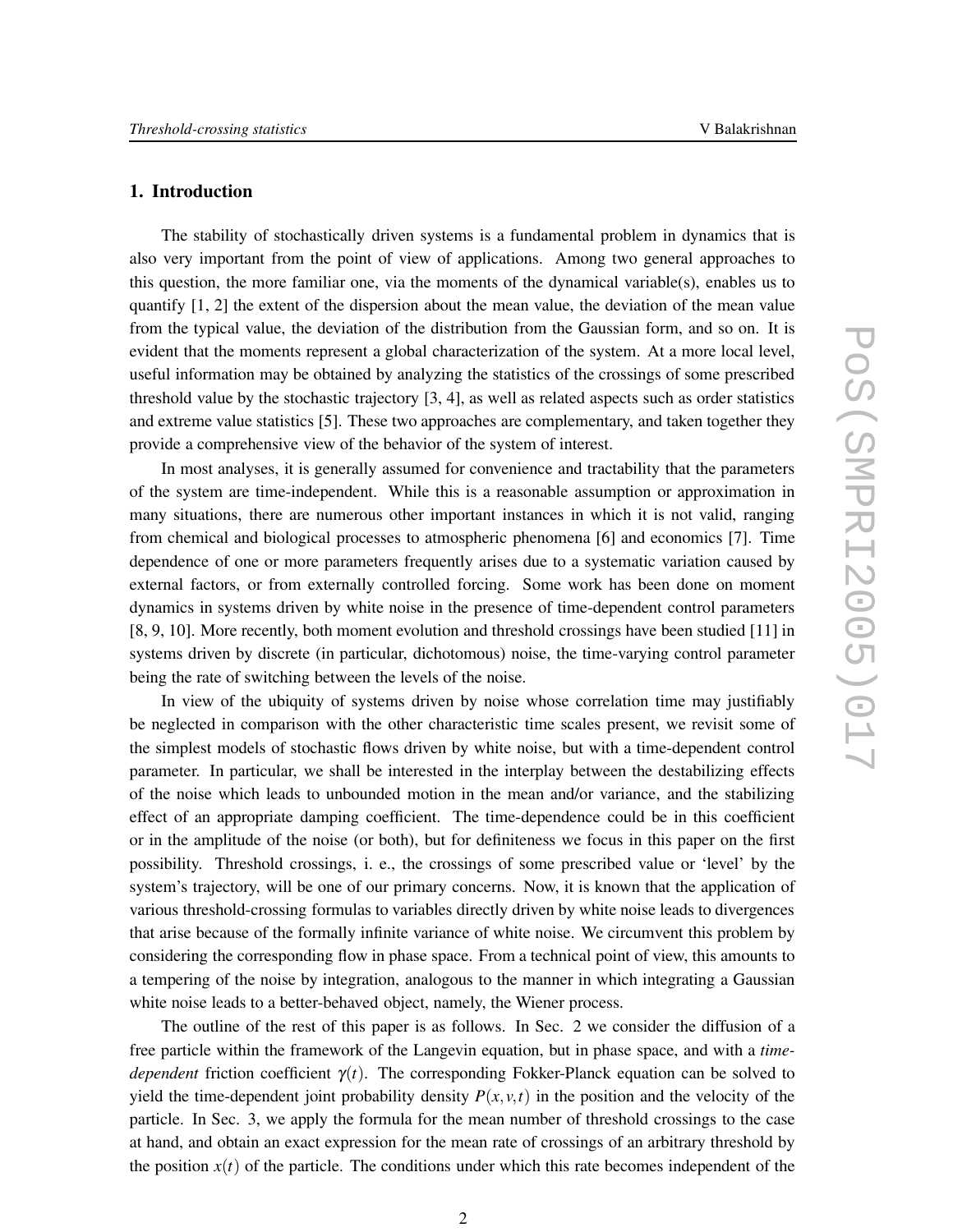## 1. Introduction

The stability of stochastically driven systems is a fundamental problem in dynamics that is also very important from the point of view of applications. Among two general approaches to this question, the more familiar one, via the moments of the dynamical variable(s), enables us to quantify [1, 2] the extent of the dispersion about the mean value, the deviation of the mean value from the typical value, the deviation of the distribution from the Gaussian form, and so on. It is evident that the moments represent a global characterization of the system. At a more local level, useful information may be obtained by analyzing the statistics of the crossings of some prescribed threshold value by the stochastic trajectory [3, 4], as well as related aspects such as order statistics and extreme value statistics [5]. These two approaches are complementary, and taken together they provide a comprehensive view of the behavior of the system of interest.

In most analyses, it is generally assumed for convenience and tractability that the parameters of the system are time-independent. While this is a reasonable assumption or approximation in many situations, there are numerous other important instances in which it is not valid, ranging from chemical and biological processes to atmospheric phenomena [6] and economics [7]. Time dependence of one or more parameters frequently arises due to a systematic variation caused by external factors, or from externally controlled forcing. Some work has been done on moment dynamics in systems driven by white noise in the presence of time-dependent control parameters [8, 9, 10]. More recently, both moment evolution and threshold crossings have been studied [11] in systems driven by discrete (in particular, dichotomous) noise, the time-varying control parameter being the rate of switching between the levels of the noise.

In view of the ubiquity of systems driven by noise whose correlation time may justifiably be neglected in comparison with the other characteristic time scales present, we revisit some of the simplest models of stochastic flows driven by white noise, but with a time-dependent control parameter. In particular, we shall be interested in the interplay between the destabilizing effects of the noise which leads to unbounded motion in the mean and/or variance, and the stabilizing effect of an appropriate damping coefficient. The time-dependence could be in this coefficient or in the amplitude of the noise (or both), but for definiteness we focus in this paper on the first possibility. Threshold crossings, i. e., the crossings of some prescribed value or 'level' by the system's trajectory, will be one of our primary concerns. Now, it is known that the application of various threshold-crossing formulas to variables directly driven by white noise leads to divergences that arise because of the formally infinite variance of white noise. We circumvent this problem by considering the corresponding flow in phase space. From a technical point of view, this amounts to a tempering of the noise by integration, analogous to the manner in which integrating a Gaussian white noise leads to a better-behaved object, namely, the Wiener process.

The outline of the rest of this paper is as follows. In Sec. 2 we consider the diffusion of a free particle within the framework of the Langevin equation, but in phase space, and with a *time-dependent* friction coefficient $\gamma(t)$. The corresponding Fokker-Planck equation can be solved to yield the time-dependent joint probability density $P(x,v,t)$ in the position and the velocity of the particle. In Sec. 3, we apply the formula for the mean number of threshold crossings to the case at hand, and obtain an exact expression for the mean rate of crossings of an arbitrary threshold by the position $x(t)$ of the particle. The conditions under which this rate becomes independent of the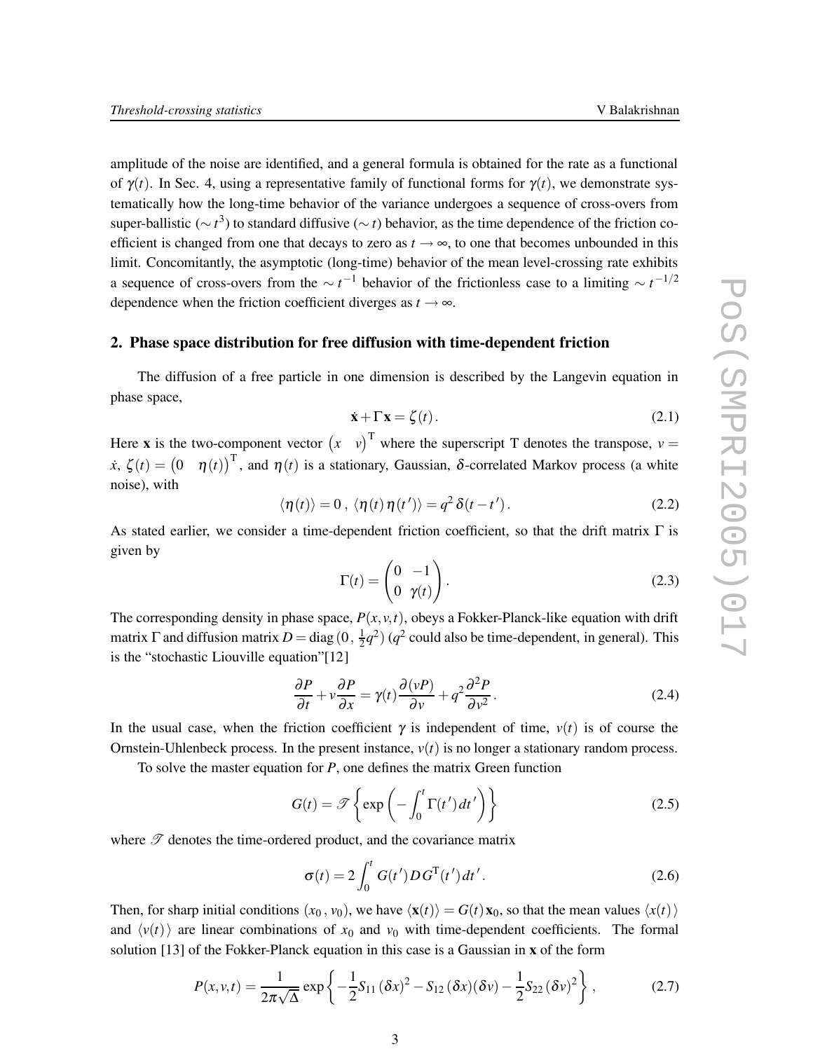amplitude of the noise are identified, and a general formula is obtained for the rate as a functional of $\gamma(t)$. In Sec. 4, using a representative family of functional forms for $\gamma(t)$, we demonstrate systematically how the long-time behavior of the variance undergoes a sequence of cross-overs from super-ballistic ($\sim t^3$) to standard diffusive ($\sim t$) behavior, as the time dependence of the friction coefficient is changed from one that decays to zero as $t \to \infty$, to one that becomes unbounded in this limit. Concomitantly, the asymptotic (long-time) behavior of the mean level-crossing rate exhibits a sequence of cross-overs from the $\sim t^{-1}$ behavior of the frictionless case to a limiting $\sim t^{-1/2}$ dependence when the friction coefficient diverges as $t \to \infty$.

## 2. Phase space distribution for free diffusion with time-dependent friction

The diffusion of a free particle in one dimension is described by the Langevin equation in phase space,

$$\dot{\mathbf{x}} + \Gamma \mathbf{x} = \zeta(t). \tag{2.1}$$

Here $\mathbf{x}$ is the two-component vector $\begin{pmatrix} x & v \end{pmatrix}^{\mathrm{T}}$ where the superscript T denotes the transpose, $v = \dot{x}$, $\zeta(t) = \begin{pmatrix} 0 & \eta(t) \end{pmatrix}^{\mathrm{T}}$, and $\eta(t)$ is a stationary, Gaussian, $\delta$-correlated Markov process (a white noise), with

$$\langle \eta(t) \rangle = 0\,,\ \langle \eta(t)\,\eta(t') \rangle = q^2\,\delta(t-t')\,. \tag{2.2}$$

As stated earlier, we consider a time-dependent friction coefficient, so that the drift matrix $\Gamma$ is given by

$$\Gamma(t) = \begin{pmatrix} 0 & -1 \\ 0 & \gamma(t) \end{pmatrix}. \tag{2.3}$$

The corresponding density in phase space, $P(x, v, t)$, obeys a Fokker-Planck-like equation with drift matrix $\Gamma$ and diffusion matrix $D = \mathrm{diag}\,(0\,,\,\frac{1}{2}q^2)$ ($q^2$ could also be time-dependent, in general). This is the "stochastic Liouville equation"[12]

$$\frac{\partial P}{\partial t} + v\frac{\partial P}{\partial x} = \gamma(t)\frac{\partial (vP)}{\partial v} + q^2\frac{\partial^2 P}{\partial v^2}. \tag{2.4}$$

In the usual case, when the friction coefficient $\gamma$ is independent of time, $v(t)$ is of course the Ornstein-Uhlenbeck process. In the present instance, $v(t)$ is no longer a stationary random process.

To solve the master equation for $P$, one defines the matrix Green function

$$G(t) = \mathscr{T}\left\{\exp\left(-\int_0^t \Gamma(t')\,dt'\right)\right\} \tag{2.5}$$

where $\mathscr{T}$ denotes the time-ordered product, and the covariance matrix

$$\sigma(t) = 2\int_0^t G(t')\,D\,G^{\mathrm{T}}(t')\,dt'. \tag{2.6}$$

Then, for sharp initial conditions $(x_0\,,\,v_0)$, we have $\langle \mathbf{x}(t) \rangle = G(t)\,\mathbf{x}_0$, so that the mean values $\langle x(t) \rangle$ and $\langle v(t) \rangle$ are linear combinations of $x_0$ and $v_0$ with time-dependent coefficients. The formal solution [13] of the Fokker-Planck equation in this case is a Gaussian in $\mathbf{x}$ of the form

$$P(x, v, t) = \frac{1}{2\pi\sqrt{\Delta}}\exp\left\{-\frac{1}{2}S_{11}\,(\delta x)^2 - S_{12}\,(\delta x)(\delta v) - \frac{1}{2}S_{22}\,(\delta v)^2\right\}, \tag{2.7}$$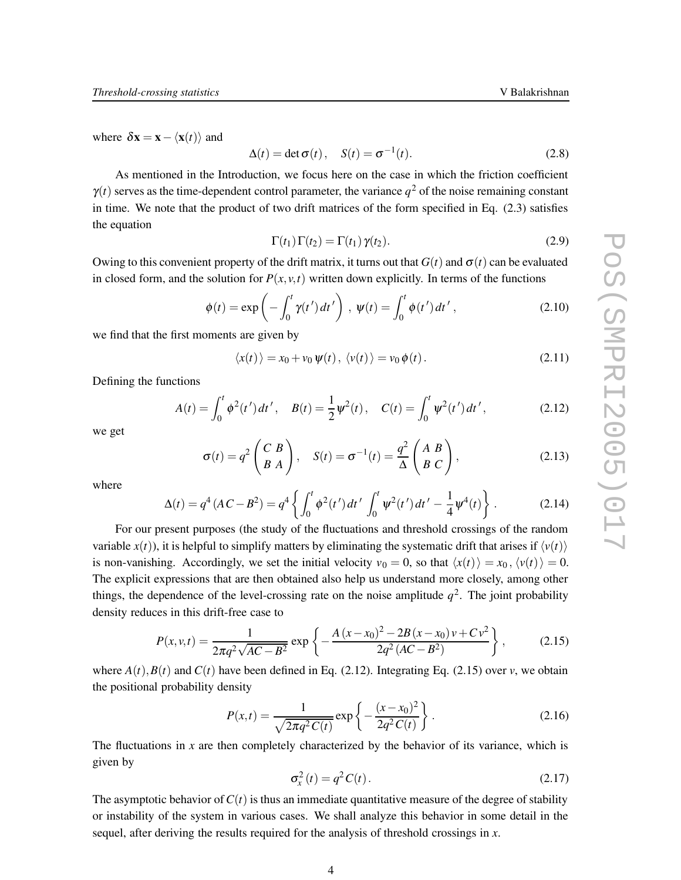where $\delta\mathbf{x} = \mathbf{x} - \langle \mathbf{x}(t) \rangle$ and

$$\Delta(t) = \det \sigma(t)\,, \quad S(t) = \sigma^{-1}(t). \tag{2.8}$$

As mentioned in the Introduction, we focus here on the case in which the friction coefficient $\gamma(t)$ serves as the time-dependent control parameter, the variance $q^2$ of the noise remaining constant in time. We note that the product of two drift matrices of the form specified in Eq. (2.3) satisfies the equation

$$\Gamma(t_1)\,\Gamma(t_2) = \Gamma(t_1)\,\gamma(t_2). \tag{2.9}$$

Owing to this convenient property of the drift matrix, it turns out that $G(t)$ and $\sigma(t)$ can be evaluated in closed form, and the solution for $P(x,v,t)$ written down explicitly. In terms of the functions

$$\phi(t) = \exp\left(-\int_0^t \gamma(t')\,dt'\right)\,,\ \psi(t) = \int_0^t \phi(t')\,dt'\,, \tag{2.10}$$

we find that the first moments are given by

$$\langle x(t)\rangle = x_0 + v_0\,\psi(t)\,,\ \langle v(t)\rangle = v_0\,\phi(t)\,. \tag{2.11}$$

Defining the functions

$$A(t) = \int_0^t \phi^2(t')\,dt'\,, \quad B(t) = \frac{1}{2}\psi^2(t)\,, \quad C(t) = \int_0^t \psi^2(t')\,dt'\,, \tag{2.12}$$

we get

$$\sigma(t) = q^2 \begin{pmatrix} C & B \\ B & A \end{pmatrix}, \quad S(t) = \sigma^{-1}(t) = \frac{q^2}{\Delta}\begin{pmatrix} A & B \\ B & C \end{pmatrix}, \tag{2.13}$$

where

$$\Delta(t) = q^4\,(AC - B^2) = q^4\left\{\int_0^t \phi^2(t')\,dt' \int_0^t \psi^2(t')\,dt' - \frac{1}{4}\psi^4(t)\right\}. \tag{2.14}$$

For our present purposes (the study of the fluctuations and threshold crossings of the random variable $x(t)$), it is helpful to simplify matters by eliminating the systematic drift that arises if $\langle v(t)\rangle$ is non-vanishing. Accordingly, we set the initial velocity $v_0 = 0$, so that $\langle x(t)\rangle = x_0\,, \langle v(t)\rangle = 0$. The explicit expressions that are then obtained also help us understand more closely, among other things, the dependence of the level-crossing rate on the noise amplitude $q^2$. The joint probability density reduces in this drift-free case to

$$P(x,v,t) = \frac{1}{2\pi q^2\sqrt{AC - B^2}}\exp\left\{-\frac{A\,(x-x_0)^2 - 2B\,(x-x_0)\,v + C\,v^2}{2q^2\,(AC - B^2)}\right\}, \tag{2.15}$$

where $A(t), B(t)$ and $C(t)$ have been defined in Eq. (2.12). Integrating Eq. (2.15) over $v$, we obtain the positional probability density

$$P(x,t) = \frac{1}{\sqrt{2\pi q^2 C(t)}}\exp\left\{-\frac{(x-x_0)^2}{2q^2\,C(t)}\right\}. \tag{2.16}$$

The fluctuations in $x$ are then completely characterized by the behavior of its variance, which is given by

$$\sigma_x^2(t) = q^2\,C(t)\,. \tag{2.17}$$

The asymptotic behavior of $C(t)$ is thus an immediate quantitative measure of the degree of stability or instability of the system in various cases. We shall analyze this behavior in some detail in the sequel, after deriving the results required for the analysis of threshold crossings in $x$.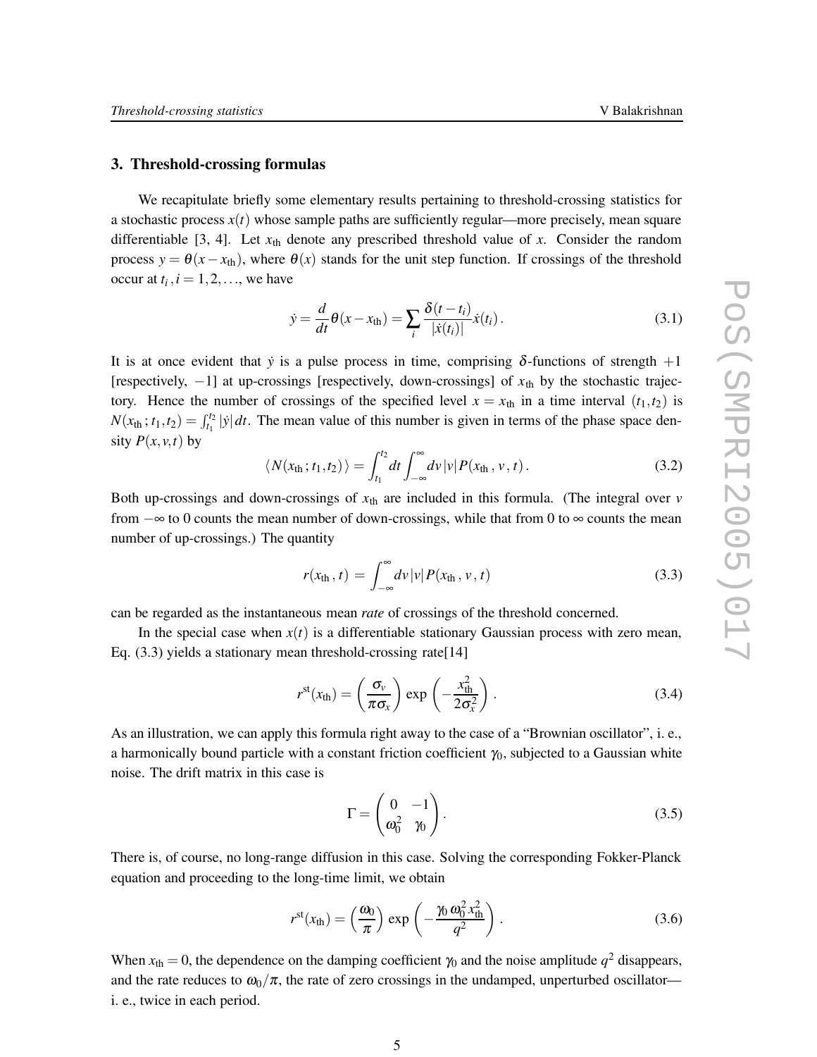### 3. Threshold-crossing formulas

We recapitulate briefly some elementary results pertaining to threshold-crossing statistics for a stochastic process $x(t)$ whose sample paths are sufficiently regular—more precisely, mean square differentiable [3, 4]. Let $x_{\rm th}$ denote any prescribed threshold value of $x$. Consider the random process $y = \theta(x - x_{\rm th})$, where $\theta(x)$ stands for the unit step function. If crossings of the threshold occur at $t_i, i = 1, 2, \ldots$, we have

$$\dot{y} = \frac{d}{dt}\theta(x - x_{\rm th}) = \sum_i \frac{\delta(t - t_i)}{|\dot{x}(t_i)|}\dot{x}(t_i)\,. \tag{3.1}$$

It is at once evident that $\dot{y}$ is a pulse process in time, comprising $\delta$-functions of strength $+1$ [respectively, $-1$] at up-crossings [respectively, down-crossings] of $x_{\rm th}$ by the stochastic trajectory. Hence the number of crossings of the specified level $x = x_{\rm th}$ in a time interval $(t_1, t_2)$ is $N(x_{\rm th}\,; t_1, t_2) = \int_{t_1}^{t_2} |\dot{y}|\, dt$. The mean value of this number is given in terms of the phase space density $P(x, v, t)$ by

$$\langle N(x_{\rm th}\,; t_1, t_2)\rangle = \int_{t_1}^{t_2} dt \int_{-\infty}^{\infty} dv\, |v|\, P(x_{\rm th}\,, v\,, t)\,. \tag{3.2}$$

Both up-crossings and down-crossings of $x_{\rm th}$ are included in this formula. (The integral over $v$ from $-\infty$ to 0 counts the mean number of down-crossings, while that from 0 to $\infty$ counts the mean number of up-crossings.) The quantity

$$r(x_{\rm th}\,, t) \,=\, \int_{-\infty}^{\infty} dv\, |v|\, P(x_{\rm th}\,, v\,, t) \tag{3.3}$$

can be regarded as the instantaneous mean *rate* of crossings of the threshold concerned.

In the special case when $x(t)$ is a differentiable stationary Gaussian process with zero mean, Eq. (3.3) yields a stationary mean threshold-crossing rate[14]

$$r^{\rm st}(x_{\rm th}) = \left(\frac{\sigma_v}{\pi \sigma_x}\right) \exp\left(-\frac{x_{\rm th}^2}{2\sigma_x^2}\right). \tag{3.4}$$

As an illustration, we can apply this formula right away to the case of a "Brownian oscillator", i. e., a harmonically bound particle with a constant friction coefficient $\gamma_0$, subjected to a Gaussian white noise. The drift matrix in this case is

$$\Gamma = \begin{pmatrix} 0 & -1 \\ \omega_0^2 & \gamma_0 \end{pmatrix}. \tag{3.5}$$

There is, of course, no long-range diffusion in this case. Solving the corresponding Fokker-Planck equation and proceeding to the long-time limit, we obtain

$$r^{\rm st}(x_{\rm th}) = \left(\frac{\omega_0}{\pi}\right) \exp\left(-\frac{\gamma_0\, \omega_0^2\, x_{\rm th}^2}{q^2}\right). \tag{3.6}$$

When $x_{\rm th} = 0$, the dependence on the damping coefficient $\gamma_0$ and the noise amplitude $q^2$ disappears, and the rate reduces to $\omega_0/\pi$, the rate of zero crossings in the undamped, unperturbed oscillator—i. e., twice in each period.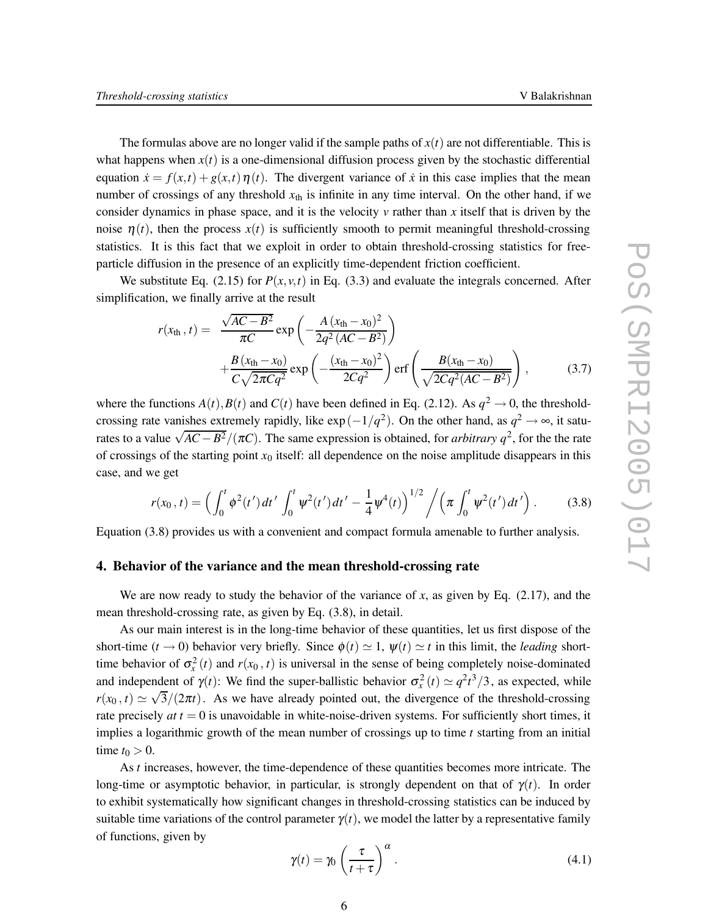The formulas above are no longer valid if the sample paths of $x(t)$ are not differentiable. This is what happens when $x(t)$ is a one-dimensional diffusion process given by the stochastic differential equation $\dot{x} = f(x,t) + g(x,t)\,\eta(t)$. The divergent variance of $\dot{x}$ in this case implies that the mean number of crossings of any threshold $x_{\text{th}}$ is infinite in any time interval. On the other hand, if we consider dynamics in phase space, and it is the velocity $v$ rather than $x$ itself that is driven by the noise $\eta(t)$, then the process $x(t)$ is sufficiently smooth to permit meaningful threshold-crossing statistics. It is this fact that we exploit in order to obtain threshold-crossing statistics for free-particle diffusion in the presence of an explicitly time-dependent friction coefficient.

We substitute Eq. (2.15) for $P(x,v,t)$ in Eq. (3.3) and evaluate the integrals concerned. After simplification, we finally arrive at the result

$$
\begin{aligned}
r(x_{\text{th}}\,,t) = \;& \frac{\sqrt{AC-B^2}}{\pi C}\exp\left(-\frac{A\,(x_{\text{th}}-x_0)^2}{2q^2\,(AC-B^2)}\right) \\
& + \frac{B\,(x_{\text{th}}-x_0)}{C\sqrt{2\pi C q^2}}\exp\left(-\frac{(x_{\text{th}}-x_0)^2}{2Cq^2}\right)\operatorname{erf}\left(\frac{B(x_{\text{th}}-x_0)}{\sqrt{2Cq^2(AC-B^2)}}\right), \qquad (3.7)
\end{aligned}
$$

where the functions $A(t), B(t)$ and $C(t)$ have been defined in Eq. (2.12). As $q^2 \to 0$, the threshold-crossing rate vanishes extremely rapidly, like $\exp(-1/q^2)$. On the other hand, as $q^2 \to \infty$, it saturates to a value $\sqrt{AC-B^2}/(\pi C)$. The same expression is obtained, for *arbitrary* $q^2$, for the the rate of crossings of the starting point $x_0$ itself: all dependence on the noise amplitude disappears in this case, and we get

$$
r(x_0\,,t) = \Big(\int_0^t \phi^2(t')\,dt' \int_0^t \psi^2(t')\,dt' - \frac{1}{4}\psi^4(t)\Big)^{1/2} \Big/ \Big(\pi \int_0^t \psi^2(t')\,dt'\Big). \qquad (3.8)
$$

Equation (3.8) provides us with a convenient and compact formula amenable to further analysis.

## 4. Behavior of the variance and the mean threshold-crossing rate

We are now ready to study the behavior of the variance of $x$, as given by Eq. (2.17), and the mean threshold-crossing rate, as given by Eq. (3.8), in detail.

As our main interest is in the long-time behavior of these quantities, let us first dispose of the short-time ($t \to 0$) behavior very briefly. Since $\phi(t) \simeq 1$, $\psi(t) \simeq t$ in this limit, the *leading* short-time behavior of $\sigma_x^2(t)$ and $r(x_0\,,t)$ is universal in the sense of being completely noise-dominated and independent of $\gamma(t)$: We find the super-ballistic behavior $\sigma_x^2(t) \simeq q^2t^3/3$, as expected, while $r(x_0\,,t) \simeq \sqrt{3}/(2\pi t)$. As we have already pointed out, the divergence of the threshold-crossing rate precisely *at* $t = 0$ is unavoidable in white-noise-driven systems. For sufficiently short times, it implies a logarithmic growth of the mean number of crossings up to time $t$ starting from an initial time $t_0 > 0$.

As $t$ increases, however, the time-dependence of these quantities becomes more intricate. The long-time or asymptotic behavior, in particular, is strongly dependent on that of $\gamma(t)$. In order to exhibit systematically how significant changes in threshold-crossing statistics can be induced by suitable time variations of the control parameter $\gamma(t)$, we model the latter by a representative family of functions, given by

$$
\gamma(t) = \gamma_0\left(\frac{\tau}{t+\tau}\right)^{\alpha}. \qquad (4.1)
$$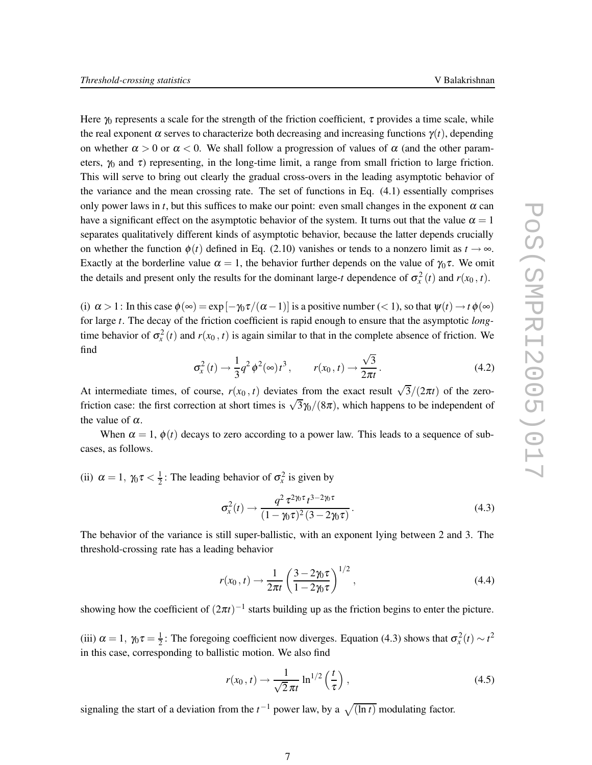Here $\gamma_0$ represents a scale for the strength of the friction coefficient, $\tau$ provides a time scale, while the real exponent $\alpha$ serves to characterize both decreasing and increasing functions $\gamma(t)$, depending on whether $\alpha > 0$ or $\alpha < 0$. We shall follow a progression of values of $\alpha$ (and the other parameters, $\gamma_0$ and $\tau$) representing, in the long-time limit, a range from small friction to large friction. This will serve to bring out clearly the gradual cross-overs in the leading asymptotic behavior of the variance and the mean crossing rate. The set of functions in Eq. (4.1) essentially comprises only power laws in $t$, but this suffices to make our point: even small changes in the exponent $\alpha$ can have a significant effect on the asymptotic behavior of the system. It turns out that the value $\alpha = 1$ separates qualitatively different kinds of asymptotic behavior, because the latter depends crucially on whether the function $\phi(t)$ defined in Eq. (2.10) vanishes or tends to a nonzero limit as $t \to \infty$. Exactly at the borderline value $\alpha = 1$, the behavior further depends on the value of $\gamma_0 \tau$. We omit the details and present only the results for the dominant large-$t$ dependence of $\sigma_x^2(t)$ and $r(x_0, t)$.

(i) $\alpha > 1$: In this case $\phi(\infty) = \exp[-\gamma_0 \tau/(\alpha - 1)]$ is a positive number ($< 1$), so that $\psi(t) \to t\,\phi(\infty)$ for large $t$. The decay of the friction coefficient is rapid enough to ensure that the asymptotic *long*-time behavior of $\sigma_x^2(t)$ and $r(x_0, t)$ is again similar to that in the complete absence of friction. We find

$$\sigma_x^2(t) \to \frac{1}{3} q^2 \phi^2(\infty) t^3, \qquad r(x_0, t) \to \frac{\sqrt{3}}{2\pi t}. \tag{4.2}$$

At intermediate times, of course, $r(x_0, t)$ deviates from the exact result $\sqrt{3}/(2\pi t)$ of the zero-friction case: the first correction at short times is $\sqrt{3}\gamma_0/(8\pi)$, which happens to be independent of the value of $\alpha$.

When $\alpha = 1$, $\phi(t)$ decays to zero according to a power law. This leads to a sequence of sub-cases, as follows.

(ii) $\alpha = 1,\ \gamma_0 \tau < \frac{1}{2}$: The leading behavior of $\sigma_x^2$ is given by

$$\sigma_x^2(t) \to \frac{q^2\, \tau^{2\gamma_0 \tau}\, t^{3 - 2\gamma_0 \tau}}{(1 - \gamma_0 \tau)^2 (3 - 2\gamma_0 \tau)}. \tag{4.3}$$

The behavior of the variance is still super-ballistic, with an exponent lying between 2 and 3. The threshold-crossing rate has a leading behavior

$$r(x_0, t) \to \frac{1}{2\pi t} \left( \frac{3 - 2\gamma_0 \tau}{1 - 2\gamma_0 \tau} \right)^{1/2}, \tag{4.4}$$

showing how the coefficient of $(2\pi t)^{-1}$ starts building up as the friction begins to enter the picture.

(iii) $\alpha = 1,\ \gamma_0 \tau = \frac{1}{2}$: The foregoing coefficient now diverges. Equation (4.3) shows that $\sigma_x^2(t) \sim t^2$ in this case, corresponding to ballistic motion. We also find

$$r(x_0, t) \to \frac{1}{\sqrt{2}\,\pi t} \ln^{1/2}\left( \frac{t}{\tau} \right), \tag{4.5}$$

signaling the start of a deviation from the $t^{-1}$ power law, by a $\sqrt{(\ln t)}$ modulating factor.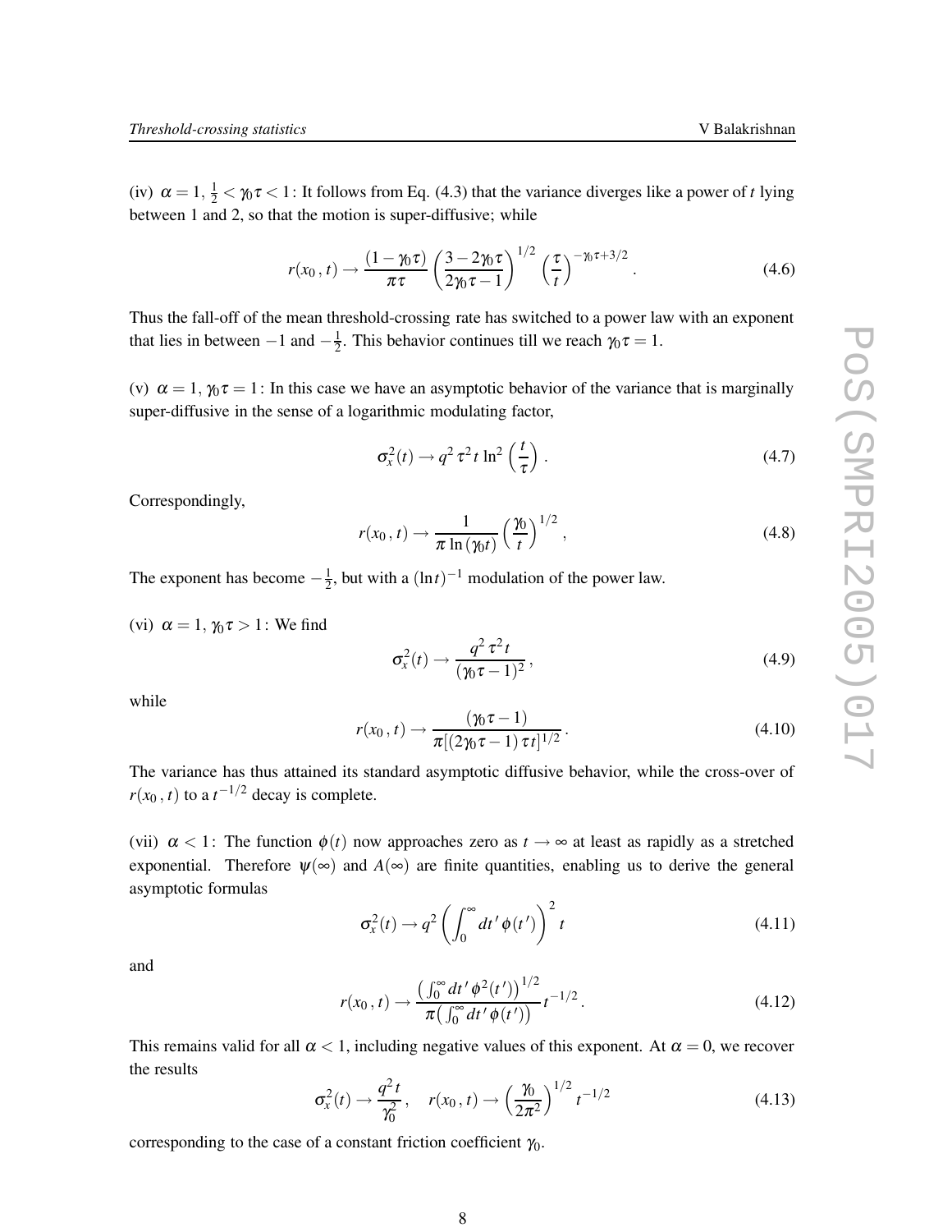(iv) $\alpha = 1, \frac{1}{2} < \gamma_0 \tau < 1$: It follows from Eq. (4.3) that the variance diverges like a power of $t$ lying between 1 and 2, so that the motion is super-diffusive; while

$$r(x_0\,,t) \to \frac{(1-\gamma_0\tau)}{\pi\tau}\left(\frac{3-2\gamma_0\tau}{2\gamma_0\tau-1}\right)^{1/2}\left(\frac{\tau}{t}\right)^{-\gamma_0\tau+3/2}. \tag{4.6}$$

Thus the fall-off of the mean threshold-crossing rate has switched to a power law with an exponent that lies in between $-1$ and $-\frac{1}{2}$. This behavior continues till we reach $\gamma_0\tau = 1$.

(v) $\alpha = 1, \gamma_0\tau = 1$: In this case we have an asymptotic behavior of the variance that is marginally super-diffusive in the sense of a logarithmic modulating factor,

$$\sigma_x^2(t) \to q^2\,\tau^2\,t\,\ln^2\left(\frac{t}{\tau}\right). \tag{4.7}$$

Correspondingly,

$$r(x_0\,,t) \to \frac{1}{\pi\,\ln(\gamma_0 t)}\left(\frac{\gamma_0}{t}\right)^{1/2}, \tag{4.8}$$

The exponent has become $-\frac{1}{2}$, but with a $(\ln t)^{-1}$ modulation of the power law.

(vi) $\alpha = 1, \gamma_0\tau > 1$: We find

$$\sigma_x^2(t) \to \frac{q^2\,\tau^2\,t}{(\gamma_0\tau-1)^2}, \tag{4.9}$$

while

$$r(x_0\,,t) \to \frac{(\gamma_0\tau-1)}{\pi[(2\gamma_0\tau-1)\,\tau t]^{1/2}}. \tag{4.10}$$

The variance has thus attained its standard asymptotic diffusive behavior, while the cross-over of $r(x_0\,,t)$ to a $t^{-1/2}$ decay is complete.

(vii) $\alpha < 1$: The function $\phi(t)$ now approaches zero as $t \to \infty$ at least as rapidly as a stretched exponential. Therefore $\psi(\infty)$ and $A(\infty)$ are finite quantities, enabling us to derive the general asymptotic formulas

$$\sigma_x^2(t) \to q^2\left(\int_0^\infty dt'\,\phi(t')\right)^2 t \tag{4.11}$$

and

$$r(x_0\,,t) \to \frac{\left(\int_0^\infty dt'\,\phi^2(t')\right)^{1/2}}{\pi\left(\int_0^\infty dt'\,\phi(t')\right)}\,t^{-1/2}. \tag{4.12}$$

This remains valid for all $\alpha < 1$, including negative values of this exponent. At $\alpha = 0$, we recover the results

$$\sigma_x^2(t) \to \frac{q^2 t}{\gamma_0^2}, \quad r(x_0\,,t) \to \left(\frac{\gamma_0}{2\pi^2}\right)^{1/2} t^{-1/2} \tag{4.13}$$

corresponding to the case of a constant friction coefficient $\gamma_0$.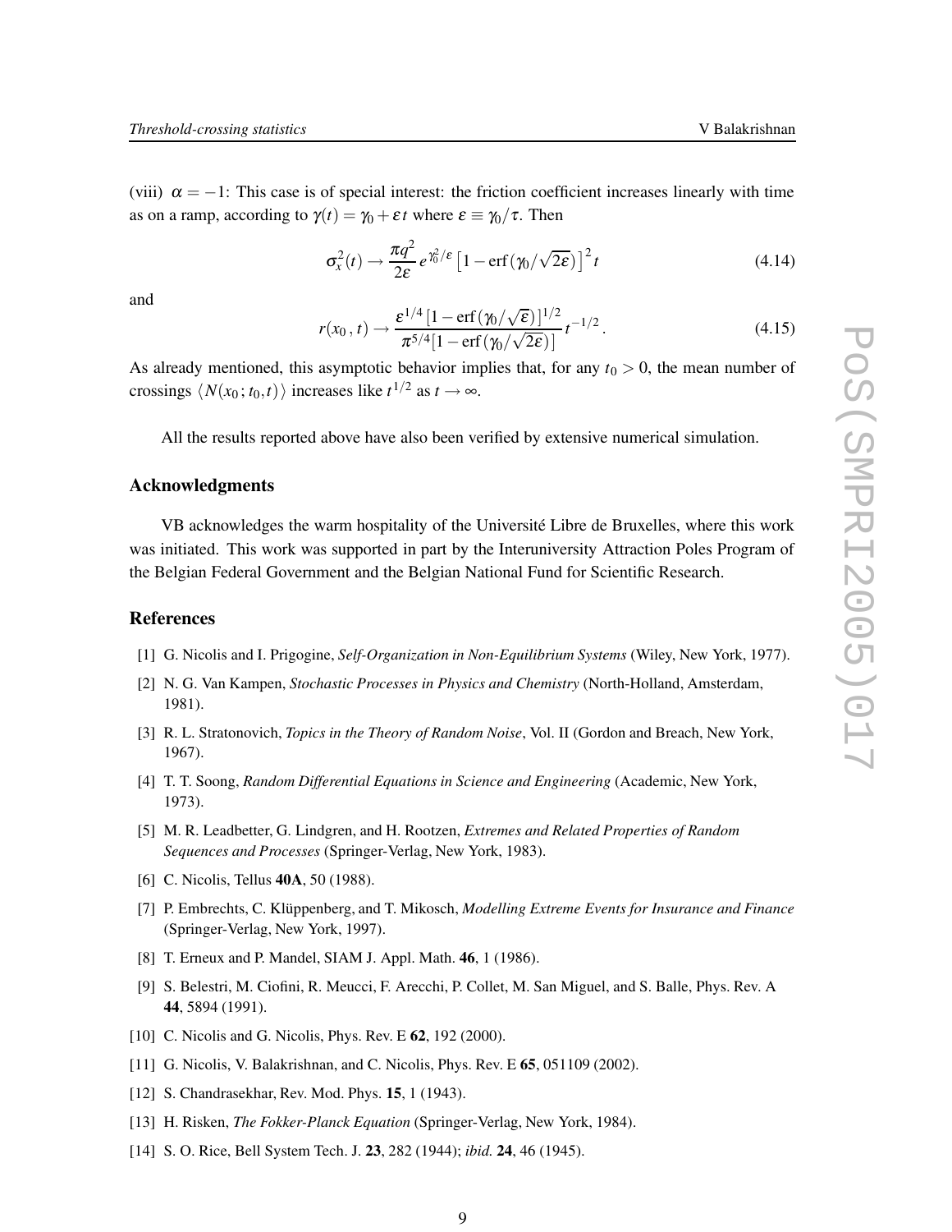(viii) $\alpha = -1$: This case is of special interest: the friction coefficient increases linearly with time as on a ramp, according to $\gamma(t) = \gamma_0 + \varepsilon t$ where $\varepsilon \equiv \gamma_0/\tau$. Then

$$\sigma_x^2(t) \to \frac{\pi q^2}{2\varepsilon} e^{\gamma_0^2/\varepsilon} \left[1 - \mathrm{erf}(\gamma_0/\sqrt{2\varepsilon})\right]^2 t \tag{4.14}$$

and

$$r(x_0, t) \to \frac{\varepsilon^{1/4} [1 - \mathrm{erf}(\gamma_0/\sqrt{\varepsilon})]^{1/2}}{\pi^{5/4} [1 - \mathrm{erf}(\gamma_0/\sqrt{2\varepsilon})]} t^{-1/2}. \tag{4.15}$$

As already mentioned, this asymptotic behavior implies that, for any $t_0 > 0$, the mean number of crossings $\langle N(x_0; t_0, t) \rangle$ increases like $t^{1/2}$ as $t \to \infty$.

All the results reported above have also been verified by extensive numerical simulation.

## Acknowledgments

VB acknowledges the warm hospitality of the Université Libre de Bruxelles, where this work was initiated. This work was supported in part by the Interuniversity Attraction Poles Program of the Belgian Federal Government and the Belgian National Fund for Scientific Research.

## References

[1] G. Nicolis and I. Prigogine, *Self-Organization in Non-Equilibrium Systems* (Wiley, New York, 1977).

[2] N. G. Van Kampen, *Stochastic Processes in Physics and Chemistry* (North-Holland, Amsterdam, 1981).

[3] R. L. Stratonovich, *Topics in the Theory of Random Noise*, Vol. II (Gordon and Breach, New York, 1967).

[4] T. T. Soong, *Random Differential Equations in Science and Engineering* (Academic, New York, 1973).

[5] M. R. Leadbetter, G. Lindgren, and H. Rootzen, *Extremes and Related Properties of Random Sequences and Processes* (Springer-Verlag, New York, 1983).

[6] C. Nicolis, Tellus **40A**, 50 (1988).

[7] P. Embrechts, C. Klüppenberg, and T. Mikosch, *Modelling Extreme Events for Insurance and Finance* (Springer-Verlag, New York, 1997).

[8] T. Erneux and P. Mandel, SIAM J. Appl. Math. **46**, 1 (1986).

[9] S. Belestri, M. Ciofini, R. Meucci, F. Arecchi, P. Collet, M. San Miguel, and S. Balle, Phys. Rev. A **44**, 5894 (1991).

[10] C. Nicolis and G. Nicolis, Phys. Rev. E **62**, 192 (2000).

[11] G. Nicolis, V. Balakrishnan, and C. Nicolis, Phys. Rev. E **65**, 051109 (2002).

[12] S. Chandrasekhar, Rev. Mod. Phys. **15**, 1 (1943).

[13] H. Risken, *The Fokker-Planck Equation* (Springer-Verlag, New York, 1984).

[14] S. O. Rice, Bell System Tech. J. **23**, 282 (1944); *ibid.* **24**, 46 (1945).